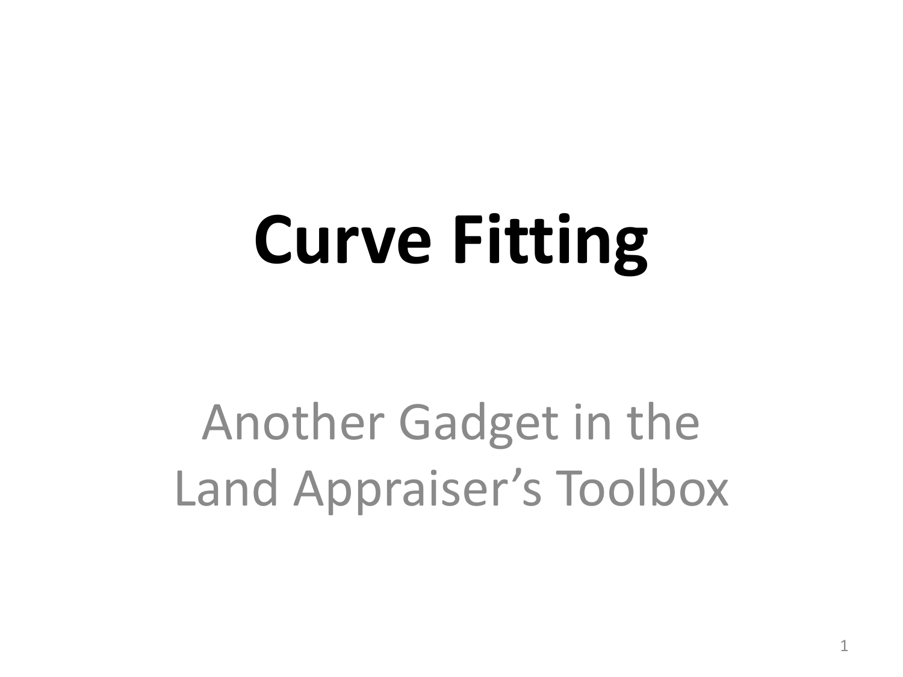# Curve Fitting

Another Gadget in the Land Appraiser's Toolbox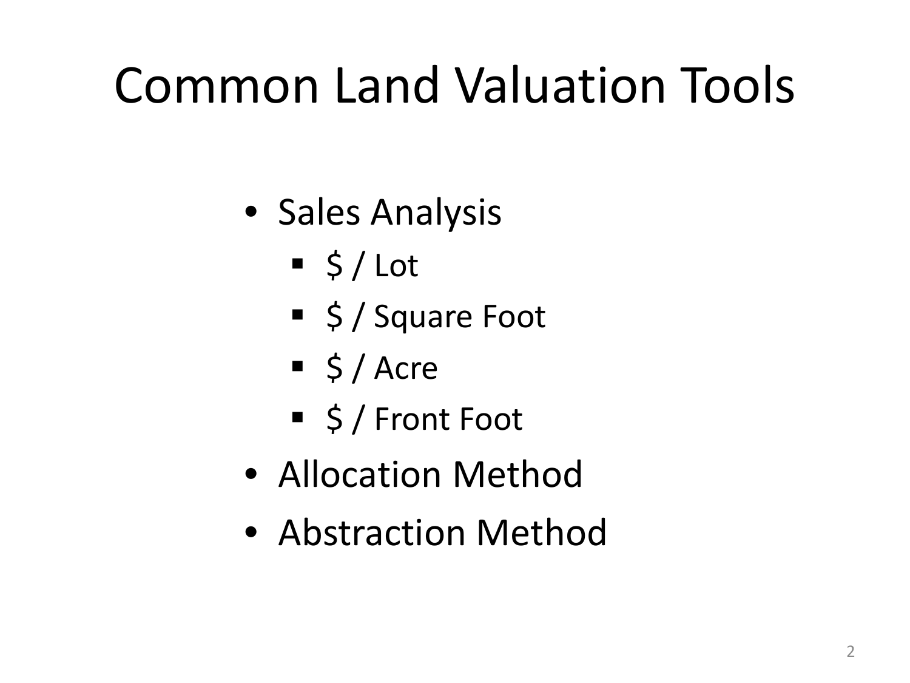# Common Land Valuation Tools

- Sales Analysis
  - $ / Lot
  - $ / Square Foot
  - $ / Acre
  - $ / Front Foot
- Allocation Method
- Abstraction Method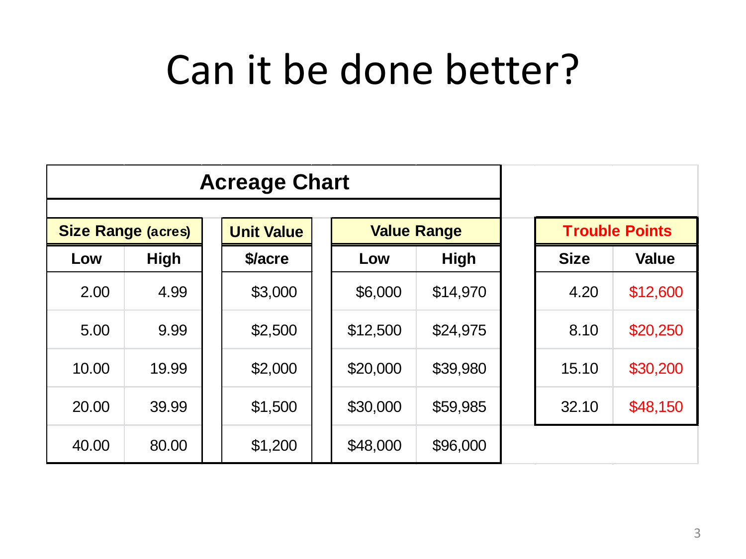# Can it be done better?

**Acreage Chart**

| **Size Range (acres)** | | **Unit Value** | **Value Range** | |
|---|---|---|---|---|
| **Low** | **High** | **$/acre** | **Low** | **High** |
| 2.00 | 4.99 | $3,000 | $6,000 | $14,970 |
| 5.00 | 9.99 | $2,500 | $12,500 | $24,975 |
| 10.00 | 19.99 | $2,000 | $20,000 | $39,980 |
| 20.00 | 39.99 | $1,500 | $30,000 | $59,985 |
| 40.00 | 80.00 | $1,200 | $48,000 | $96,000 |

| **Trouble Points** | |
|---|---|
| **Size** | **Value** |
| 4.20 | $12,600 |
| 8.10 | $20,250 |
| 15.10 | $30,200 |
| 32.10 | $48,150 |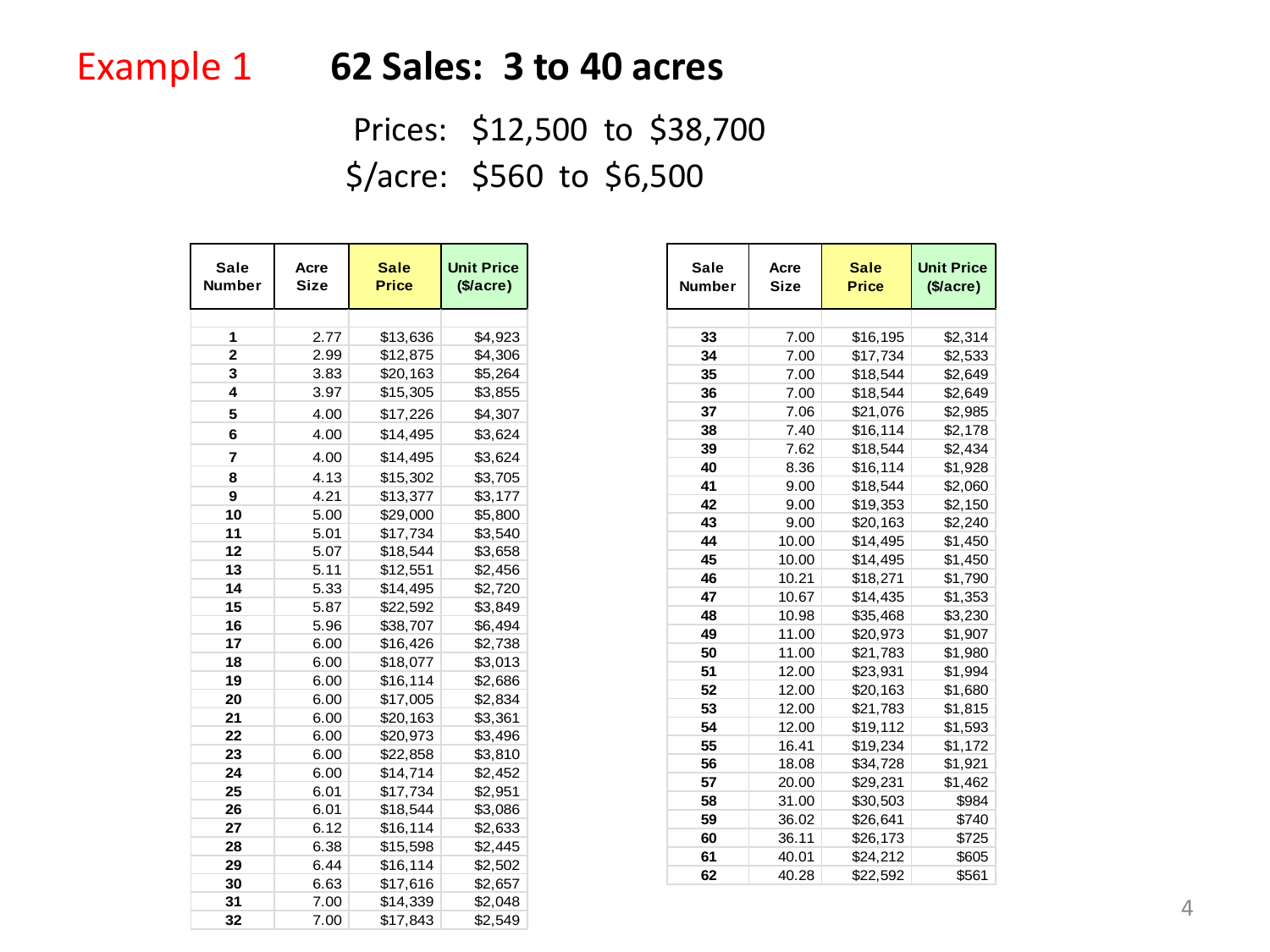# Example 1 — 62 Sales: 3 to 40 acres

Prices: $12,500 to $38,700

$/acre: $560 to $6,500

| Sale Number | Acre Size | Sale Price | Unit Price ($/acre) |
|---|---|---|---|
| 1 | 2.77 | $13,636 | $4,923 |
| 2 | 2.99 | $12,875 | $4,306 |
| 3 | 3.83 | $20,163 | $5,264 |
| 4 | 3.97 | $15,305 | $3,855 |
| 5 | 4.00 | $17,226 | $4,307 |
| 6 | 4.00 | $14,495 | $3,624 |
| 7 | 4.00 | $14,495 | $3,624 |
| 8 | 4.13 | $15,302 | $3,705 |
| 9 | 4.21 | $13,377 | $3,177 |
| 10 | 5.00 | $29,000 | $5,800 |
| 11 | 5.01 | $17,734 | $3,540 |
| 12 | 5.07 | $18,544 | $3,658 |
| 13 | 5.11 | $12,551 | $2,456 |
| 14 | 5.33 | $14,495 | $2,720 |
| 15 | 5.87 | $22,592 | $3,849 |
| 16 | 5.96 | $38,707 | $6,494 |
| 17 | 6.00 | $16,426 | $2,738 |
| 18 | 6.00 | $18,077 | $3,013 |
| 19 | 6.00 | $16,114 | $2,686 |
| 20 | 6.00 | $17,005 | $2,834 |
| 21 | 6.00 | $20,163 | $3,361 |
| 22 | 6.00 | $20,973 | $3,496 |
| 23 | 6.00 | $22,858 | $3,810 |
| 24 | 6.00 | $14,714 | $2,452 |
| 25 | 6.01 | $17,734 | $2,951 |
| 26 | 6.01 | $18,544 | $3,086 |
| 27 | 6.12 | $16,114 | $2,633 |
| 28 | 6.38 | $15,598 | $2,445 |
| 29 | 6.44 | $16,114 | $2,502 |
| 30 | 6.63 | $17,616 | $2,657 |
| 31 | 7.00 | $14,339 | $2,048 |
| 32 | 7.00 | $17,843 | $2,549 |
| 33 | 7.00 | $16,195 | $2,314 |
| 34 | 7.00 | $17,734 | $2,533 |
| 35 | 7.00 | $18,544 | $2,649 |
| 36 | 7.00 | $18,544 | $2,649 |
| 37 | 7.06 | $21,076 | $2,985 |
| 38 | 7.40 | $16,114 | $2,178 |
| 39 | 7.62 | $18,544 | $2,434 |
| 40 | 8.36 | $16,114 | $1,928 |
| 41 | 9.00 | $18,544 | $2,060 |
| 42 | 9.00 | $19,353 | $2,150 |
| 43 | 9.00 | $20,163 | $2,240 |
| 44 | 10.00 | $14,495 | $1,450 |
| 45 | 10.00 | $14,495 | $1,450 |
| 46 | 10.21 | $18,271 | $1,790 |
| 47 | 10.67 | $14,435 | $1,353 |
| 48 | 10.98 | $35,468 | $3,230 |
| 49 | 11.00 | $20,973 | $1,907 |
| 50 | 11.00 | $21,783 | $1,980 |
| 51 | 12.00 | $23,931 | $1,994 |
| 52 | 12.00 | $20,163 | $1,680 |
| 53 | 12.00 | $21,783 | $1,815 |
| 54 | 12.00 | $19,112 | $1,593 |
| 55 | 16.41 | $19,234 | $1,172 |
| 56 | 18.08 | $34,728 | $1,921 |
| 57 | 20.00 | $29,231 | $1,462 |
| 58 | 31.00 | $30,503 | $984 |
| 59 | 36.02 | $26,641 | $740 |
| 60 | 36.11 | $26,173 | $725 |
| 61 | 40.01 | $24,212 | $605 |
| 62 | 40.28 | $22,592 | $561 |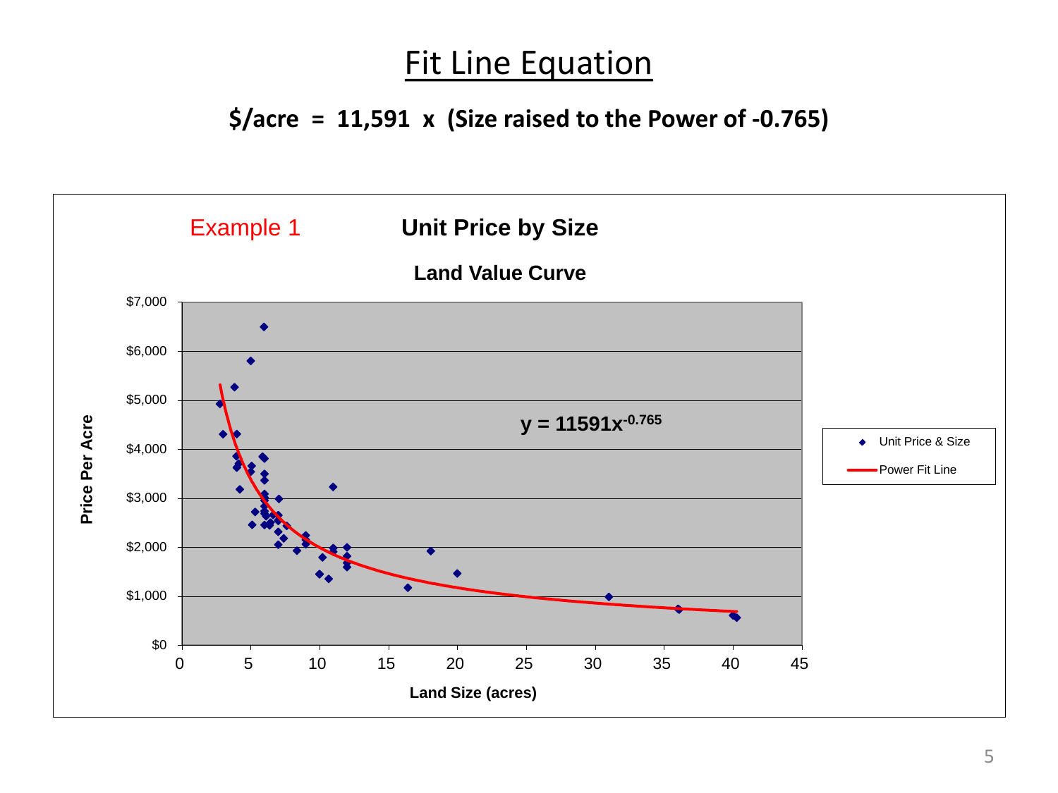# Fit Line Equation

**$/acre = 11,591 x (Size raised to the Power of -0.765)**

Example 1

**Unit Price by Size**

**Land Value Curve**

$$y = 11591x^{-0.765}$$

Legend: Unit Price & Size; Power Fit Line

Price Per Acre: $0, $1,000, $2,000, $3,000, $4,000, $5,000, $6,000, $7,000

Land Size (acres): 0, 5, 10, 15, 20, 25, 30, 35, 40, 45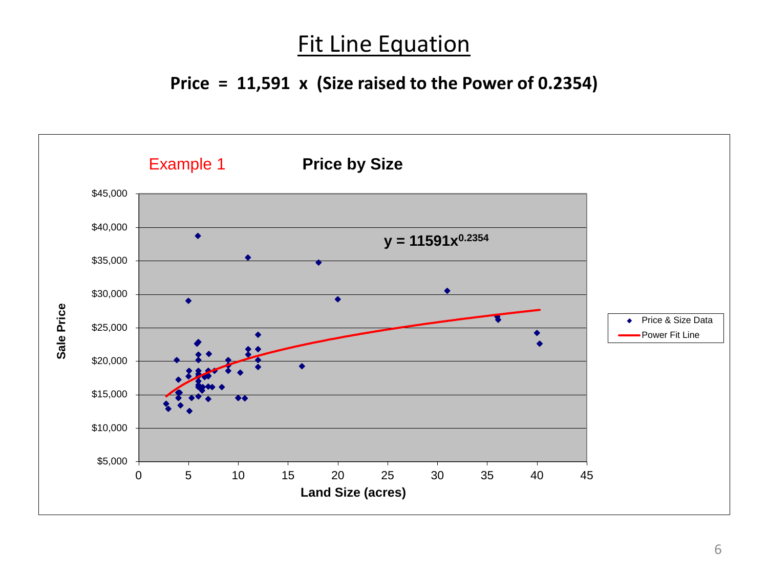# Fit Line Equation

**Price = 11,591 x (Size raised to the Power of 0.2354)**

Example 1

**Price by Size**

$y = 11591x^{0.2354}$

Sale Price

Land Size (acres)

Price & Size Data

Power Fit Line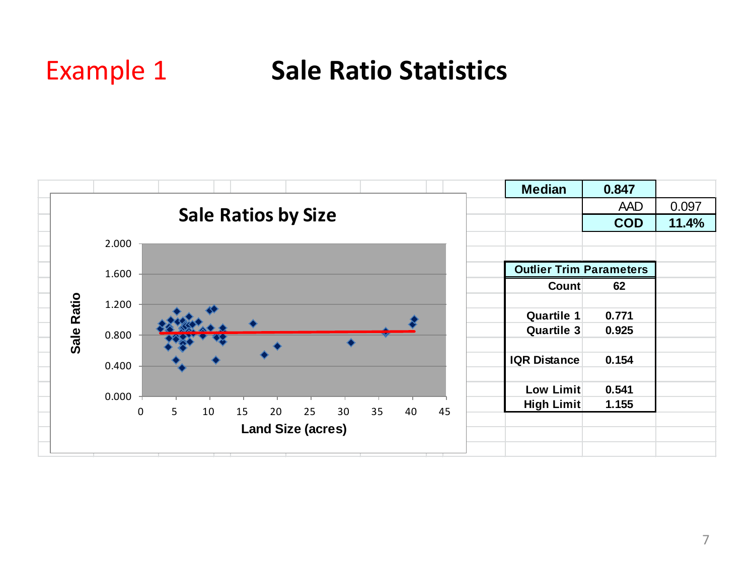# Example 1 — Sale Ratio Statistics

**Sale Ratios by Size**

Sale Ratio (y-axis: 0.000, 0.400, 0.800, 1.200, 1.600, 2.000)

Land Size (acres) (x-axis: 0, 5, 10, 15, 20, 25, 30, 35, 40, 45)

| **Median** | **0.847** | |
|---|---|---|
| | AAD | 0.097 |
| | **COD** | **11.4%** |

| **Outlier Trim Parameters** | |
|---|---|
| **Count** | **62** |
| **Quartile 1** | **0.771** |
| **Quartile 3** | **0.925** |
| **IQR Distance** | **0.154** |
| **Low Limit** | **0.541** |
| **High Limit** | **1.155** |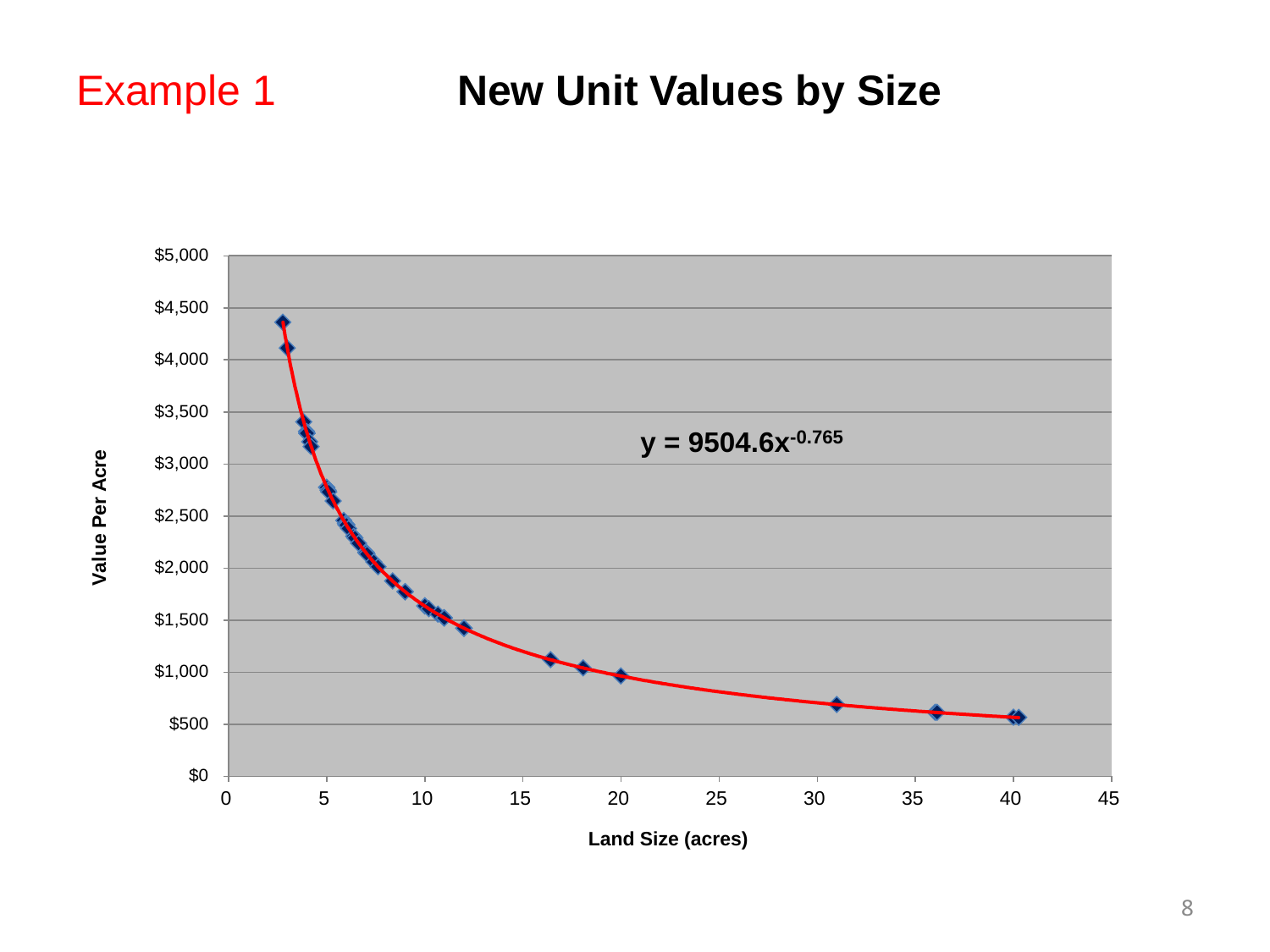Example 1

# New Unit Values by Size

$y = 9504.6x^{-0.765}$

Value Per Acre

Land Size (acres)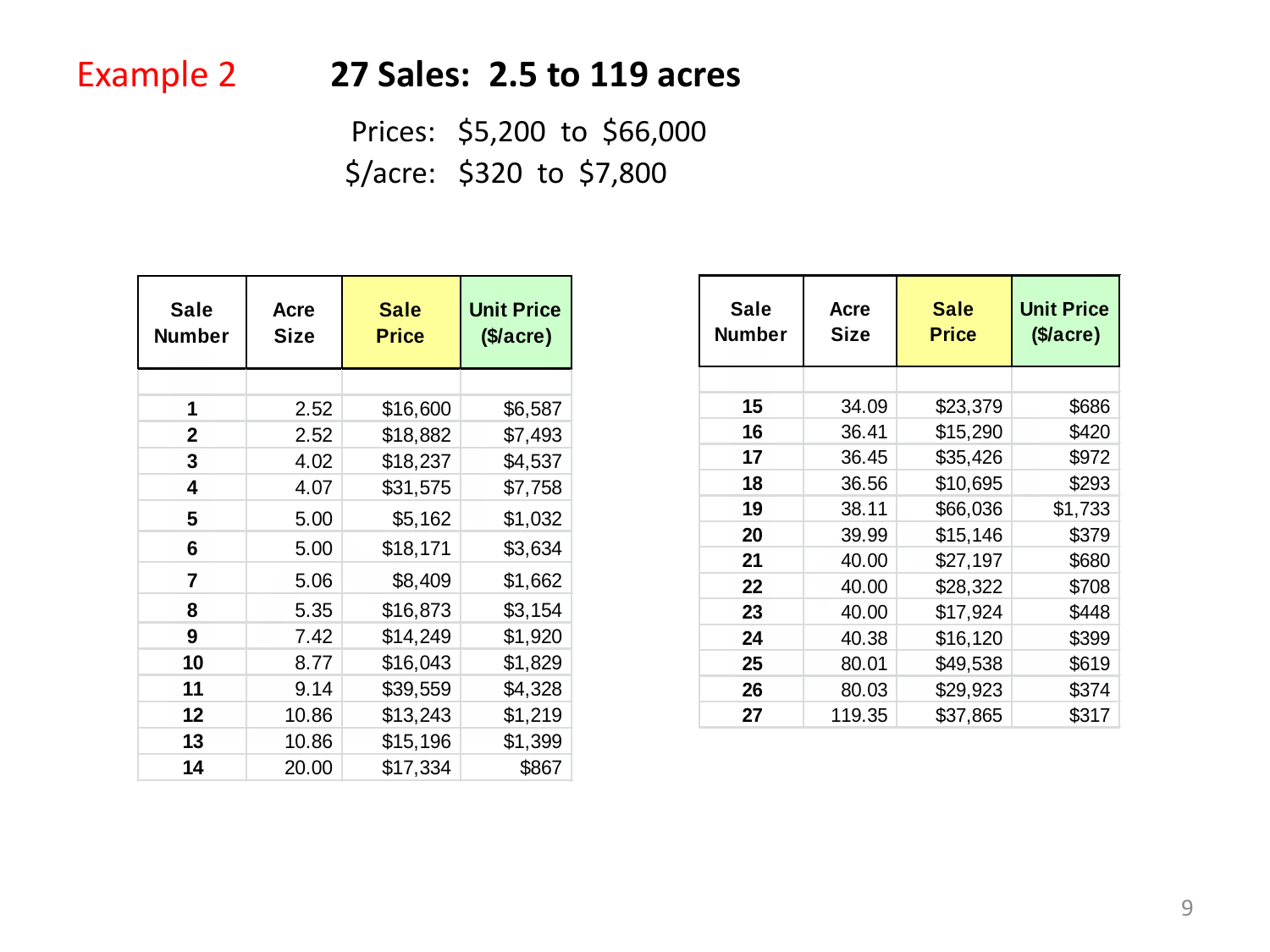## Example 2

# 27 Sales: 2.5 to 119 acres

Prices: $5,200 to $66,000

$/acre: $320 to $7,800

| Sale Number | Acre Size | Sale Price | Unit Price ($/acre) |
|---|---|---|---|
| 1 | 2.52 | $16,600 | $6,587 |
| 2 | 2.52 | $18,882 | $7,493 |
| 3 | 4.02 | $18,237 | $4,537 |
| 4 | 4.07 | $31,575 | $7,758 |
| 5 | 5.00 | $5,162 | $1,032 |
| 6 | 5.00 | $18,171 | $3,634 |
| 7 | 5.06 | $8,409 | $1,662 |
| 8 | 5.35 | $16,873 | $3,154 |
| 9 | 7.42 | $14,249 | $1,920 |
| 10 | 8.77 | $16,043 | $1,829 |
| 11 | 9.14 | $39,559 | $4,328 |
| 12 | 10.86 | $13,243 | $1,219 |
| 13 | 10.86 | $15,196 | $1,399 |
| 14 | 20.00 | $17,334 | $867 |

| Sale Number | Acre Size | Sale Price | Unit Price ($/acre) |
|---|---|---|---|
| 15 | 34.09 | $23,379 | $686 |
| 16 | 36.41 | $15,290 | $420 |
| 17 | 36.45 | $35,426 | $972 |
| 18 | 36.56 | $10,695 | $293 |
| 19 | 38.11 | $66,036 | $1,733 |
| 20 | 39.99 | $15,146 | $379 |
| 21 | 40.00 | $27,197 | $680 |
| 22 | 40.00 | $28,322 | $708 |
| 23 | 40.00 | $17,924 | $448 |
| 24 | 40.38 | $16,120 | $399 |
| 25 | 80.01 | $49,538 | $619 |
| 26 | 80.03 | $29,923 | $374 |
| 27 | 119.35 | $37,865 | $317 |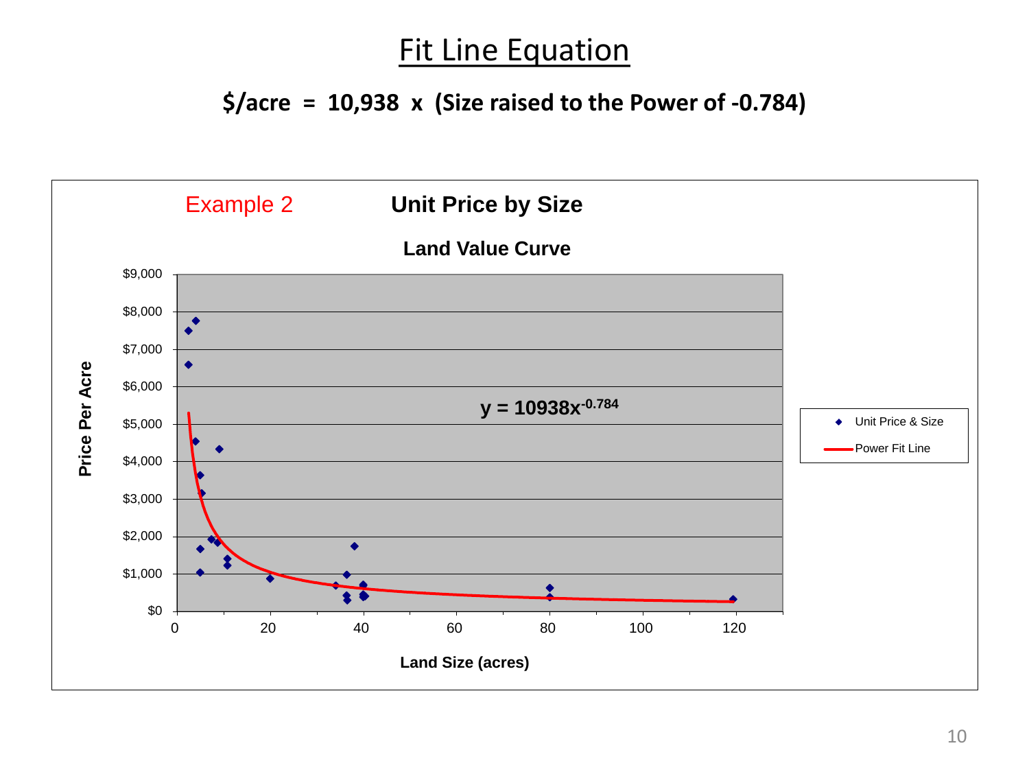# Fit Line Equation

**\$/acre = 10,938 x (Size raised to the Power of -0.784)**

Example 2

**Unit Price by Size**

**Land Value Curve**

$$y = 10938x^{-0.784}$$

- Unit Price & Size
- Power Fit Line

Price Per Acre

Land Size (acres)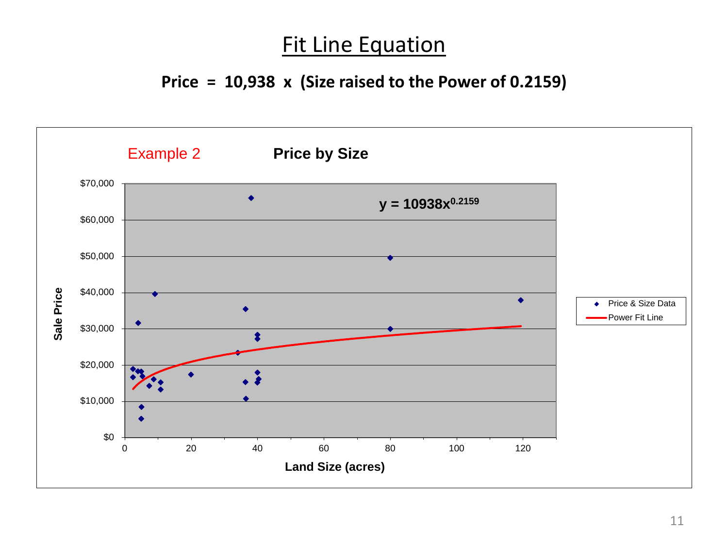# Fit Line Equation

**Price = 10,938 x (Size raised to the Power of 0.2159)**

Example 2

**Price by Size**

$$y = 10938x^{0.2159}$$

Sale Price

Land Size (acres)

Price & Size Data

Power Fit Line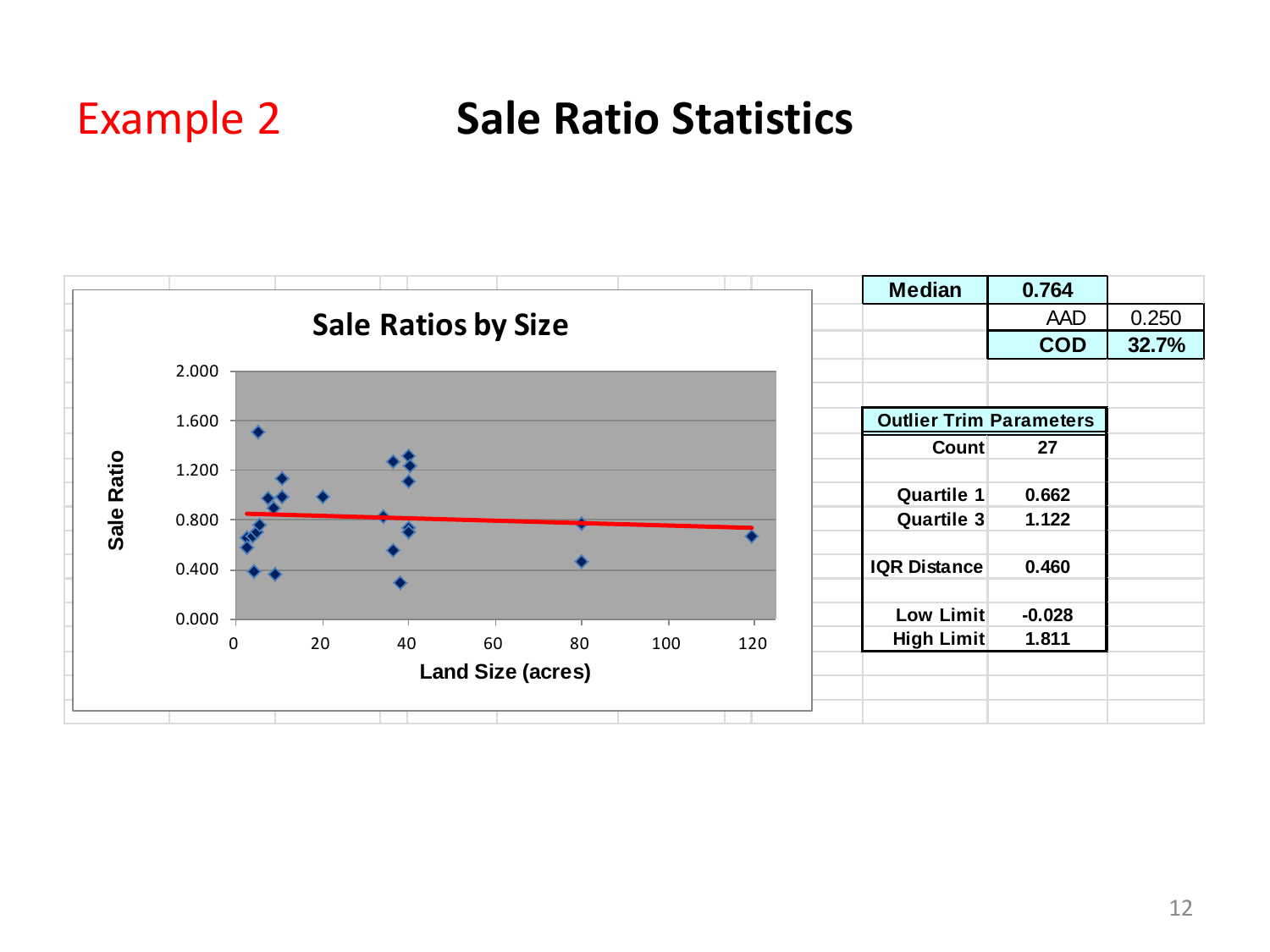# Example 2 Sale Ratio Statistics

| Median | 0.764 | |
|---|---|---|
| | AAD | 0.250 |
| | COD | 32.7% |

| Outlier Trim Parameters | |
|---|---|
| Count | 27 |
| Quartile 1 | 0.662 |
| Quartile 3 | 1.122 |
| IQR Distance | 0.460 |
| Low Limit | -0.028 |
| High Limit | 1.811 |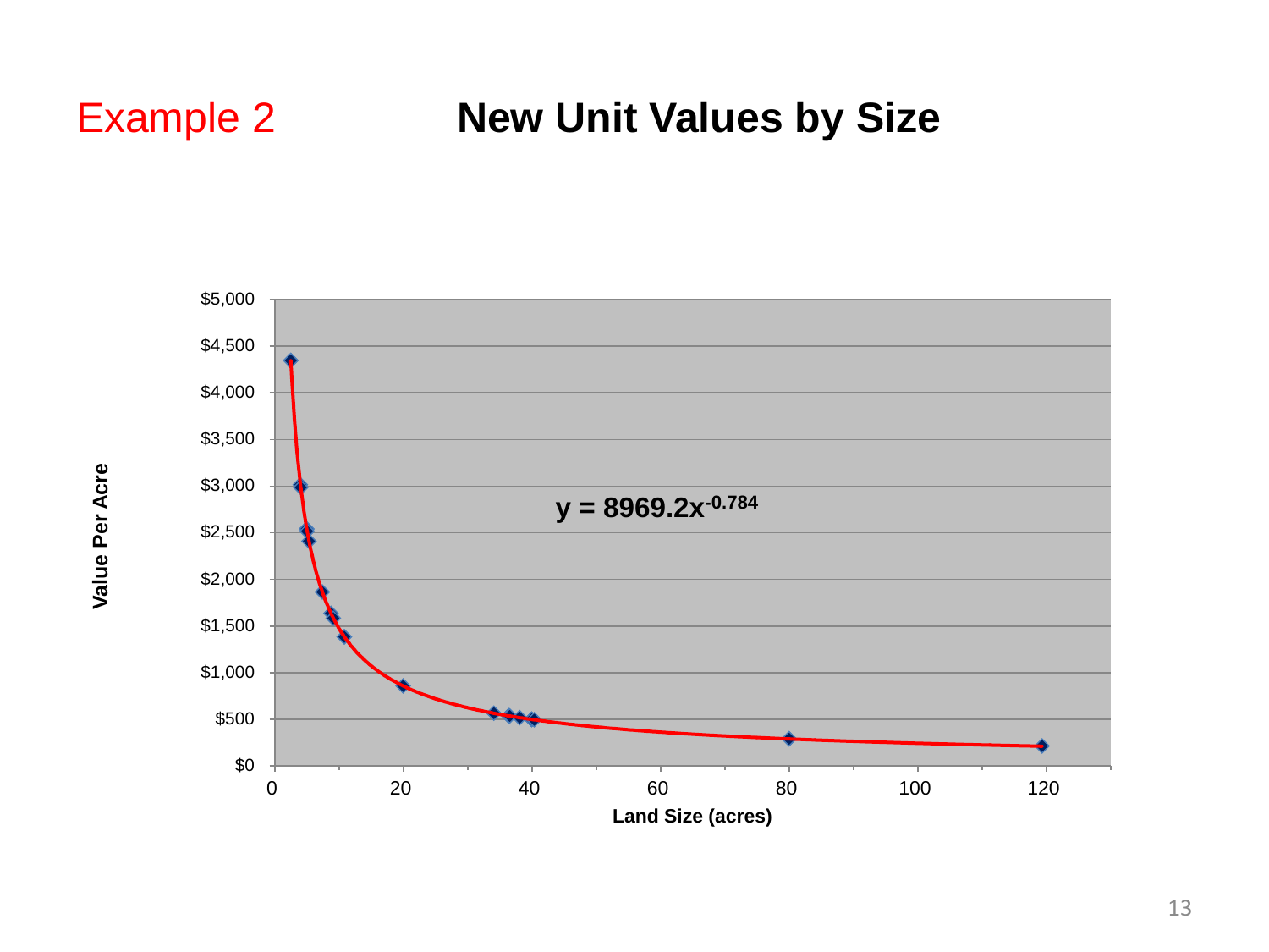Example 2

# New Unit Values by Size

$y = 8969.2x^{-0.784}$

Value Per Acre

$5,000
$4,500
$4,000
$3,500
$3,000
$2,500
$2,000
$1,500
$1,000
$500
$0

0
20
40
60
80
100
120

Land Size (acres)